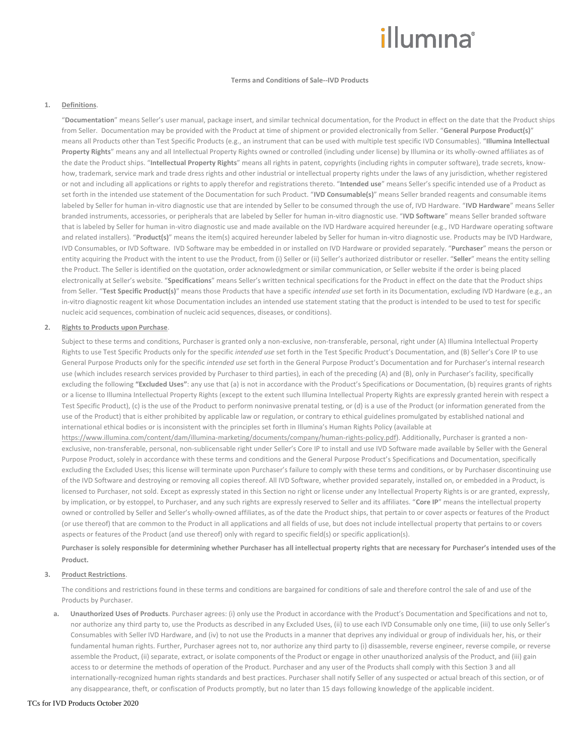illumina®

**Terms and Conditions of Sale--IVD Products**

1. **Definitions**.

"**Documentation**" means Seller's user manual, package insert, and similar technical documentation, for the Product in effect on the date that the Product ships from Seller. Documentation may be provided with the Product at time of shipment or provided electronically from Seller. "**General Purpose Product(s)**" means all Products other than Test Specific Products (e.g., an instrument that can be used with multiple test specific IVD Consumables). "**Illumina Intellectual Property Rights**" means any and all Intellectual Property Rights owned or controlled (including under license) by Illumina or its wholly-owned affiliates as of the date the Product ships. "**Intellectual Property Rights**" means all rights in patent, copyrights (including rights in computer software), trade secrets, know-how, trademark, service mark and trade dress rights and other industrial or intellectual property rights under the laws of any jurisdiction, whether registered or not and including all applications or rights to apply therefor and registrations thereto. "**Intended use**" means Seller's specific intended use of a Product as set forth in the intended use statement of the Documentation for such Product. "**IVD Consumable(s)**" means Seller branded reagents and consumable items labeled by Seller for human in-vitro diagnostic use that are intended by Seller to be consumed through the use of, IVD Hardware. "**IVD Hardware**" means Seller branded instruments, accessories, or peripherals that are labeled by Seller for human in-vitro diagnostic use. "**IVD Software**" means Seller branded software that is labeled by Seller for human in-vitro diagnostic use and made available on the IVD Hardware acquired hereunder (e.g., IVD Hardware operating software and related installers). "**Product(s)**" means the item(s) acquired hereunder labeled by Seller for human in-vitro diagnostic use. Products may be IVD Hardware, IVD Consumables, or IVD Software. IVD Software may be embedded in or installed on IVD Hardware or provided separately. "**Purchaser**" means the person or entity acquiring the Product with the intent to use the Product, from (i) Seller or (ii) Seller's authorized distributor or reseller. "**Seller**" means the entity selling the Product. The Seller is identified on the quotation, order acknowledgment or similar communication, or Seller website if the order is being placed electronically at Seller's website. "**Specifications**" means Seller's written technical specifications for the Product in effect on the date that the Product ships from Seller. "**Test Specific Product(s)**" means those Products that have a specific *intended use* set forth in its Documentation, excluding IVD Hardware (e.g., an in-vitro diagnostic reagent kit whose Documentation includes an intended use statement stating that the product is intended to be used to test for specific nucleic acid sequences, combination of nucleic acid sequences, diseases, or conditions).

2. **Rights to Products upon Purchase**.

Subject to these terms and conditions, Purchaser is granted only a non-exclusive, non-transferable, personal, right under (A) Illumina Intellectual Property Rights to use Test Specific Products only for the specific *intended use* set forth in the Test Specific Product's Documentation, and (B) Seller's Core IP to use General Purpose Products only for the specific *intended use* set forth in the General Purpose Product's Documentation and for Purchaser's internal research use (which includes research services provided by Purchaser to third parties), in each of the preceding (A) and (B), only in Purchaser's facility, specifically excluding the following **"Excluded Uses"**: any use that (a) is not in accordance with the Product's Specifications or Documentation, (b) requires grants of rights or a license to Illumina Intellectual Property Rights (except to the extent such Illumina Intellectual Property Rights are expressly granted herein with respect a Test Specific Product), (c) is the use of the Product to perform noninvasive prenatal testing, or (d) is a use of the Product (or information generated from the use of the Product) that is either prohibited by applicable law or regulation, or contrary to ethical guidelines promulgated by established national and international ethical bodies or is inconsistent with the principles set forth in Illumina's Human Rights Policy (available at https://www.illumina.com/content/dam/illumina-marketing/documents/company/human-rights-policy.pdf). Additionally, Purchaser is granted a non-exclusive, non-transferable, personal, non-sublicensable right under Seller's Core IP to install and use IVD Software made available by Seller with the General Purpose Product, solely in accordance with these terms and conditions and the General Purpose Product's Specifications and Documentation, specifically excluding the Excluded Uses; this license will terminate upon Purchaser's failure to comply with these terms and conditions, or by Purchaser discontinuing use of the IVD Software and destroying or removing all copies thereof. All IVD Software, whether provided separately, installed on, or embedded in a Product, is licensed to Purchaser, not sold. Except as expressly stated in this Section no right or license under any Intellectual Property Rights is or are granted, expressly, by implication, or by estoppel, to Purchaser, and any such rights are expressly reserved to Seller and its affiliates. "**Core IP**" means the intellectual property owned or controlled by Seller and Seller's wholly-owned affiliates, as of the date the Product ships, that pertain to or cover aspects or features of the Product (or use thereof) that are common to the Product in all applications and all fields of use, but does not include intellectual property that pertains to or covers aspects or features of the Product (and use thereof) only with regard to specific field(s) or specific application(s).

**Purchaser is solely responsible for determining whether Purchaser has all intellectual property rights that are necessary for Purchaser's intended uses of the Product.**

3. **Product Restrictions**.

The conditions and restrictions found in these terms and conditions are bargained for conditions of sale and therefore control the sale of and use of the Products by Purchaser.

a. **Unauthorized Uses of Products**. Purchaser agrees: (i) only use the Product in accordance with the Product's Documentation and Specifications and not to, nor authorize any third party to, use the Products as described in any Excluded Uses, (ii) to use each IVD Consumable only one time, (iii) to use only Seller's Consumables with Seller IVD Hardware, and (iv) to not use the Products in a manner that deprives any individual or group of individuals her, his, or their fundamental human rights. Further, Purchaser agrees not to, nor authorize any third party to (i) disassemble, reverse engineer, reverse compile, or reverse assemble the Product, (ii) separate, extract, or isolate components of the Product or engage in other unauthorized analysis of the Product, and (iii) gain access to or determine the methods of operation of the Product. Purchaser and any user of the Products shall comply with this Section 3 and all internationally-recognized human rights standards and best practices. Purchaser shall notify Seller of any suspected or actual breach of this section, or of any disappearance, theft, or confiscation of Products promptly, but no later than 15 days following knowledge of the applicable incident.

TCs for IVD Products October 2020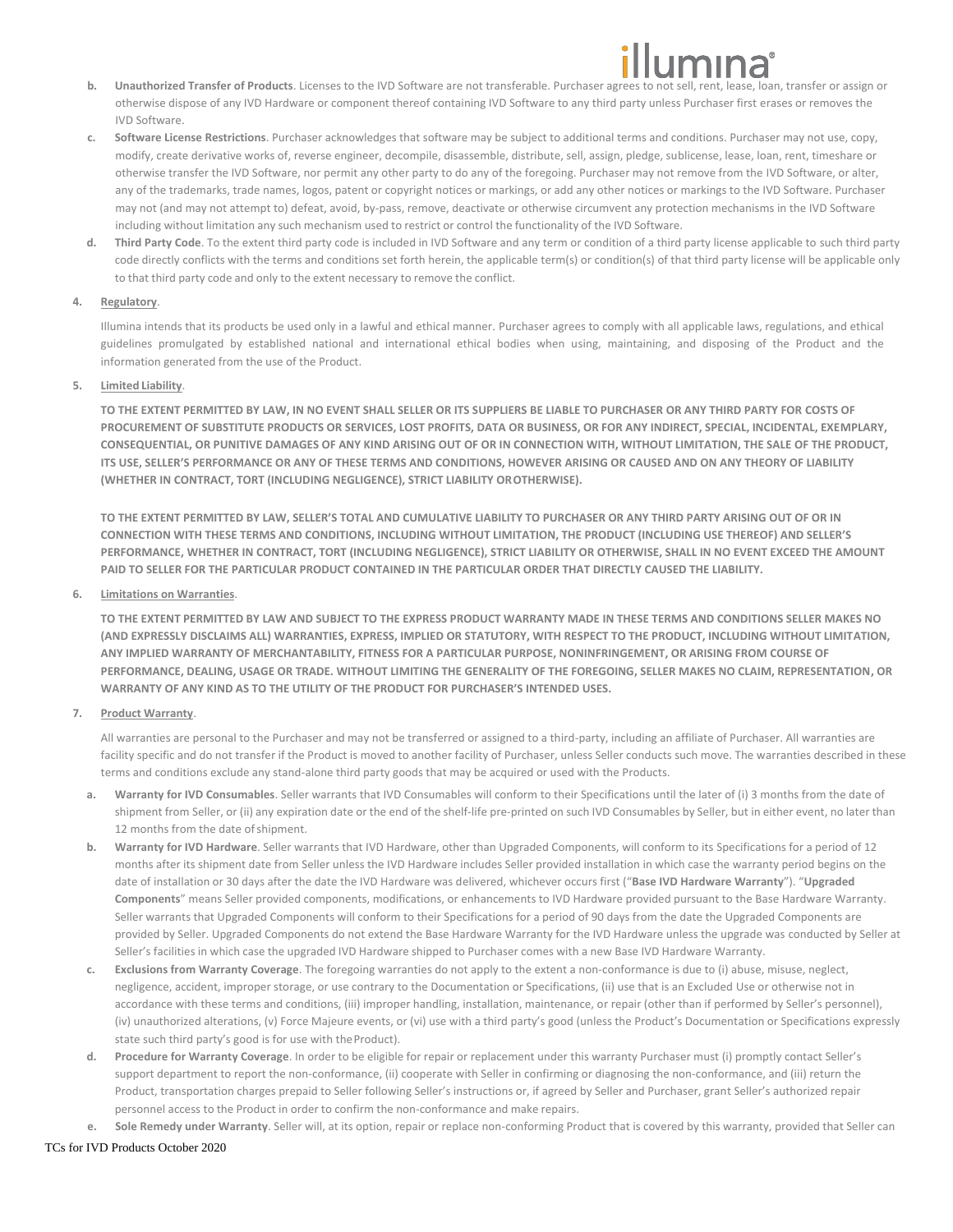b. **Unauthorized Transfer of Products**. Licenses to the IVD Software are not transferable. Purchaser agrees to not sell, rent, lease, loan, transfer or assign or otherwise dispose of any IVD Hardware or component thereof containing IVD Software to any third party unless Purchaser first erases or removes the IVD Software.

c. **Software License Restrictions**. Purchaser acknowledges that software may be subject to additional terms and conditions. Purchaser may not use, copy, modify, create derivative works of, reverse engineer, decompile, disassemble, distribute, sell, assign, pledge, sublicense, lease, loan, rent, timeshare or otherwise transfer the IVD Software, nor permit any other party to do any of the foregoing. Purchaser may not remove from the IVD Software, or alter, any of the trademarks, trade names, logos, patent or copyright notices or markings, or add any other notices or markings to the IVD Software. Purchaser may not (and may not attempt to) defeat, avoid, by-pass, remove, deactivate or otherwise circumvent any protection mechanisms in the IVD Software including without limitation any such mechanism used to restrict or control the functionality of the IVD Software.

d. **Third Party Code**. To the extent third party code is included in IVD Software and any term or condition of a third party license applicable to such third party code directly conflicts with the terms and conditions set forth herein, the applicable term(s) or condition(s) of that third party license will be applicable only to that third party code and only to the extent necessary to remove the conflict.

4. **Regulatory**.

Illumina intends that its products be used only in a lawful and ethical manner. Purchaser agrees to comply with all applicable laws, regulations, and ethical guidelines promulgated by established national and international ethical bodies when using, maintaining, and disposing of the Product and the information generated from the use of the Product.

5. **Limited Liability**.

**TO THE EXTENT PERMITTED BY LAW, IN NO EVENT SHALL SELLER OR ITS SUPPLIERS BE LIABLE TO PURCHASER OR ANY THIRD PARTY FOR COSTS OF PROCUREMENT OF SUBSTITUTE PRODUCTS OR SERVICES, LOST PROFITS, DATA OR BUSINESS, OR FOR ANY INDIRECT, SPECIAL, INCIDENTAL, EXEMPLARY, CONSEQUENTIAL, OR PUNITIVE DAMAGES OF ANY KIND ARISING OUT OF OR IN CONNECTION WITH, WITHOUT LIMITATION, THE SALE OF THE PRODUCT, ITS USE, SELLER'S PERFORMANCE OR ANY OF THESE TERMS AND CONDITIONS, HOWEVER ARISING OR CAUSED AND ON ANY THEORY OF LIABILITY (WHETHER IN CONTRACT, TORT (INCLUDING NEGLIGENCE), STRICT LIABILITY OR OTHERWISE).**

**TO THE EXTENT PERMITTED BY LAW, SELLER'S TOTAL AND CUMULATIVE LIABILITY TO PURCHASER OR ANY THIRD PARTY ARISING OUT OF OR IN CONNECTION WITH THESE TERMS AND CONDITIONS, INCLUDING WITHOUT LIMITATION, THE PRODUCT (INCLUDING USE THEREOF) AND SELLER'S PERFORMANCE, WHETHER IN CONTRACT, TORT (INCLUDING NEGLIGENCE), STRICT LIABILITY OR OTHERWISE, SHALL IN NO EVENT EXCEED THE AMOUNT PAID TO SELLER FOR THE PARTICULAR PRODUCT CONTAINED IN THE PARTICULAR ORDER THAT DIRECTLY CAUSED THE LIABILITY.**

6. **Limitations on Warranties**.

**TO THE EXTENT PERMITTED BY LAW AND SUBJECT TO THE EXPRESS PRODUCT WARRANTY MADE IN THESE TERMS AND CONDITIONS SELLER MAKES NO (AND EXPRESSLY DISCLAIMS ALL) WARRANTIES, EXPRESS, IMPLIED OR STATUTORY, WITH RESPECT TO THE PRODUCT, INCLUDING WITHOUT LIMITATION, ANY IMPLIED WARRANTY OF MERCHANTABILITY, FITNESS FOR A PARTICULAR PURPOSE, NONINFRINGEMENT, OR ARISING FROM COURSE OF PERFORMANCE, DEALING, USAGE OR TRADE. WITHOUT LIMITING THE GENERALITY OF THE FOREGOING, SELLER MAKES NO CLAIM, REPRESENTATION, OR WARRANTY OF ANY KIND AS TO THE UTILITY OF THE PRODUCT FOR PURCHASER'S INTENDED USES.**

7. **Product Warranty**.

All warranties are personal to the Purchaser and may not be transferred or assigned to a third-party, including an affiliate of Purchaser. All warranties are facility specific and do not transfer if the Product is moved to another facility of Purchaser, unless Seller conducts such move. The warranties described in these terms and conditions exclude any stand-alone third party goods that may be acquired or used with the Products.

a. **Warranty for IVD Consumables**. Seller warrants that IVD Consumables will conform to their Specifications until the later of (i) 3 months from the date of shipment from Seller, or (ii) any expiration date or the end of the shelf-life pre-printed on such IVD Consumables by Seller, but in either event, no later than 12 months from the date of shipment.

b. **Warranty for IVD Hardware**. Seller warrants that IVD Hardware, other than Upgraded Components, will conform to its Specifications for a period of 12 months after its shipment date from Seller unless the IVD Hardware includes Seller provided installation in which case the warranty period begins on the date of installation or 30 days after the date the IVD Hardware was delivered, whichever occurs first ("**Base IVD Hardware Warranty**"). "**Upgraded Components**" means Seller provided components, modifications, or enhancements to IVD Hardware provided pursuant to the Base Hardware Warranty. Seller warrants that Upgraded Components will conform to their Specifications for a period of 90 days from the date the Upgraded Components are provided by Seller. Upgraded Components do not extend the Base Hardware Warranty for the IVD Hardware unless the upgrade was conducted by Seller at Seller's facilities in which case the upgraded IVD Hardware shipped to Purchaser comes with a new Base IVD Hardware Warranty.

c. **Exclusions from Warranty Coverage**. The foregoing warranties do not apply to the extent a non-conformance is due to (i) abuse, misuse, neglect, negligence, accident, improper storage, or use contrary to the Documentation or Specifications, (ii) use that is an Excluded Use or otherwise not in accordance with these terms and conditions, (iii) improper handling, installation, maintenance, or repair (other than if performed by Seller's personnel), (iv) unauthorized alterations, (v) Force Majeure events, or (vi) use with a third party's good (unless the Product's Documentation or Specifications expressly state such third party's good is for use with the Product).

d. **Procedure for Warranty Coverage**. In order to be eligible for repair or replacement under this warranty Purchaser must (i) promptly contact Seller's support department to report the non-conformance, (ii) cooperate with Seller in confirming or diagnosing the non-conformance, and (iii) return the Product, transportation charges prepaid to Seller following Seller's instructions or, if agreed by Seller and Purchaser, grant Seller's authorized repair personnel access to the Product in order to confirm the non-conformance and make repairs.

e. **Sole Remedy under Warranty**. Seller will, at its option, repair or replace non-conforming Product that is covered by this warranty, provided that Seller can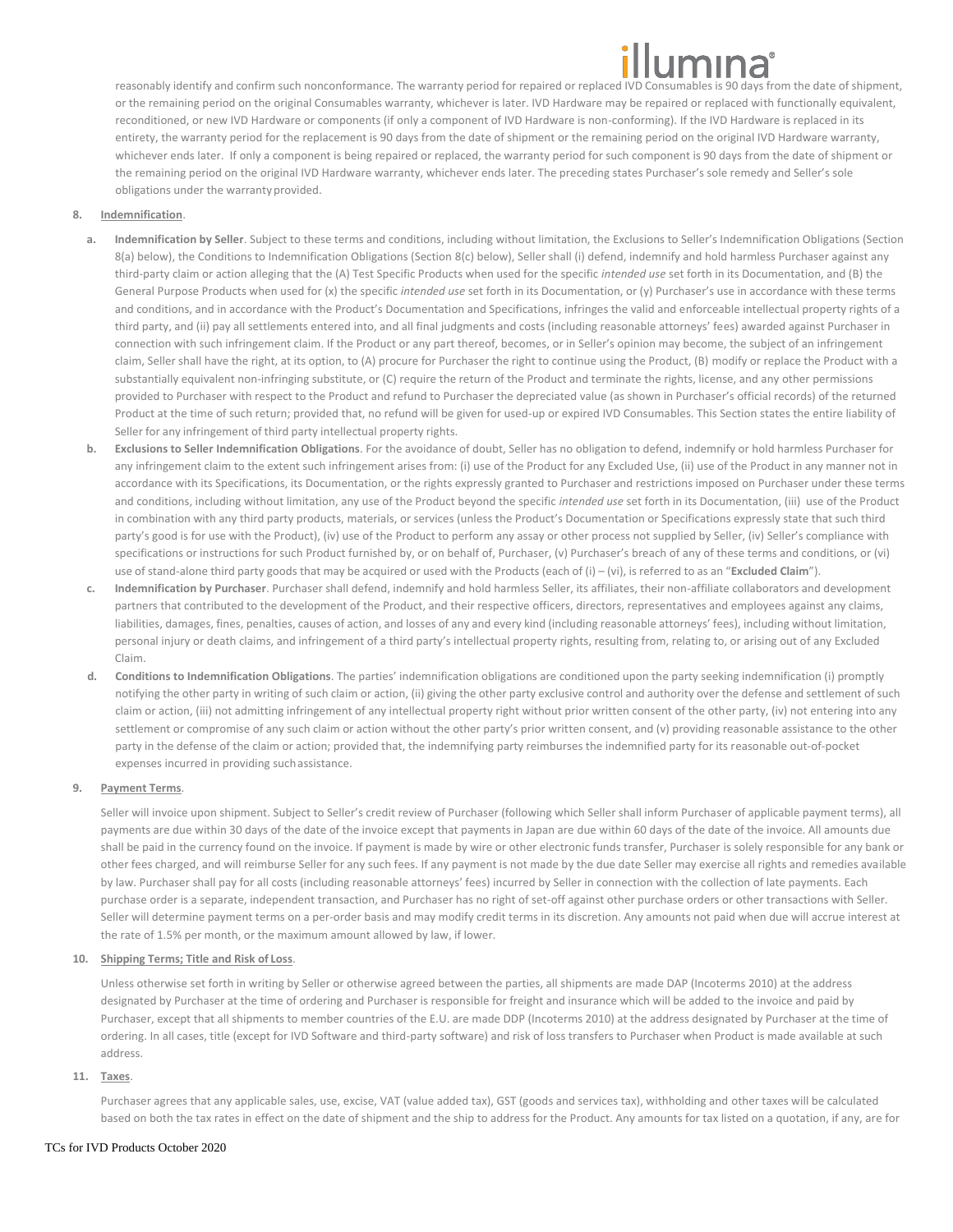reasonably identify and confirm such nonconformance. The warranty period for repaired or replaced IVD Consumables is 90 days from the date of shipment, or the remaining period on the original Consumables warranty, whichever is later. IVD Hardware may be repaired or replaced with functionally equivalent, reconditioned, or new IVD Hardware or components (if only a component of IVD Hardware is non-conforming). If the IVD Hardware is replaced in its entirety, the warranty period for the replacement is 90 days from the date of shipment or the remaining period on the original IVD Hardware warranty, whichever ends later. If only a component is being repaired or replaced, the warranty period for such component is 90 days from the date of shipment or the remaining period on the original IVD Hardware warranty, whichever ends later. The preceding states Purchaser's sole remedy and Seller's sole obligations under the warranty provided.

**8. Indemnification**.

a. **Indemnification by Seller**. Subject to these terms and conditions, including without limitation, the Exclusions to Seller's Indemnification Obligations (Section 8(a) below), the Conditions to Indemnification Obligations (Section 8(c) below), Seller shall (i) defend, indemnify and hold harmless Purchaser against any third-party claim or action alleging that the (A) Test Specific Products when used for the specific *intended use* set forth in its Documentation, and (B) the General Purpose Products when used for (x) the specific *intended use* set forth in its Documentation, or (y) Purchaser's use in accordance with these terms and conditions, and in accordance with the Product's Documentation and Specifications, infringes the valid and enforceable intellectual property rights of a third party, and (ii) pay all settlements entered into, and all final judgments and costs (including reasonable attorneys' fees) awarded against Purchaser in connection with such infringement claim. If the Product or any part thereof, becomes, or in Seller's opinion may become, the subject of an infringement claim, Seller shall have the right, at its option, to (A) procure for Purchaser the right to continue using the Product, (B) modify or replace the Product with a substantially equivalent non-infringing substitute, or (C) require the return of the Product and terminate the rights, license, and any other permissions provided to Purchaser with respect to the Product and refund to Purchaser the depreciated value (as shown in Purchaser's official records) of the returned Product at the time of such return; provided that, no refund will be given for used-up or expired IVD Consumables. This Section states the entire liability of Seller for any infringement of third party intellectual property rights.

b. **Exclusions to Seller Indemnification Obligations**. For the avoidance of doubt, Seller has no obligation to defend, indemnify or hold harmless Purchaser for any infringement claim to the extent such infringement arises from: (i) use of the Product for any Excluded Use, (ii) use of the Product in any manner not in accordance with its Specifications, its Documentation, or the rights expressly granted to Purchaser and restrictions imposed on Purchaser under these terms and conditions, including without limitation, any use of the Product beyond the specific *intended use* set forth in its Documentation, (iii) use of the Product in combination with any third party products, materials, or services (unless the Product's Documentation or Specifications expressly state that such third party's good is for use with the Product), (iv) use of the Product to perform any assay or other process not supplied by Seller, (iv) Seller's compliance with specifications or instructions for such Product furnished by, or on behalf of, Purchaser, (v) Purchaser's breach of any of these terms and conditions, or (vi) use of stand-alone third party goods that may be acquired or used with the Products (each of (i) – (vi), is referred to as an "**Excluded Claim**").

c. **Indemnification by Purchaser**. Purchaser shall defend, indemnify and hold harmless Seller, its affiliates, their non-affiliate collaborators and development partners that contributed to the development of the Product, and their respective officers, directors, representatives and employees against any claims, liabilities, damages, fines, penalties, causes of action, and losses of any and every kind (including reasonable attorneys' fees), including without limitation, personal injury or death claims, and infringement of a third party's intellectual property rights, resulting from, relating to, or arising out of any Excluded Claim.

d. **Conditions to Indemnification Obligations**. The parties' indemnification obligations are conditioned upon the party seeking indemnification (i) promptly notifying the other party in writing of such claim or action, (ii) giving the other party exclusive control and authority over the defense and settlement of such claim or action, (iii) not admitting infringement of any intellectual property right without prior written consent of the other party, (iv) not entering into any settlement or compromise of any such claim or action without the other party's prior written consent, and (v) providing reasonable assistance to the other party in the defense of the claim or action; provided that, the indemnifying party reimburses the indemnified party for its reasonable out-of-pocket expenses incurred in providing such assistance.

**9. Payment Terms**.

Seller will invoice upon shipment. Subject to Seller's credit review of Purchaser (following which Seller shall inform Purchaser of applicable payment terms), all payments are due within 30 days of the date of the invoice except that payments in Japan are due within 60 days of the date of the invoice. All amounts due shall be paid in the currency found on the invoice. If payment is made by wire or other electronic funds transfer, Purchaser is solely responsible for any bank or other fees charged, and will reimburse Seller for any such fees. If any payment is not made by the due date Seller may exercise all rights and remedies available by law. Purchaser shall pay for all costs (including reasonable attorneys' fees) incurred by Seller in connection with the collection of late payments. Each purchase order is a separate, independent transaction, and Purchaser has no right of set-off against other purchase orders or other transactions with Seller. Seller will determine payment terms on a per-order basis and may modify credit terms in its discretion. Any amounts not paid when due will accrue interest at the rate of 1.5% per month, or the maximum amount allowed by law, if lower.

**10. Shipping Terms; Title and Risk of Loss**.

Unless otherwise set forth in writing by Seller or otherwise agreed between the parties, all shipments are made DAP (Incoterms 2010) at the address designated by Purchaser at the time of ordering and Purchaser is responsible for freight and insurance which will be added to the invoice and paid by Purchaser, except that all shipments to member countries of the E.U. are made DDP (Incoterms 2010) at the address designated by Purchaser at the time of ordering. In all cases, title (except for IVD Software and third-party software) and risk of loss transfers to Purchaser when Product is made available at such address.

**11. Taxes**.

Purchaser agrees that any applicable sales, use, excise, VAT (value added tax), GST (goods and services tax), withholding and other taxes will be calculated based on both the tax rates in effect on the date of shipment and the ship to address for the Product. Any amounts for tax listed on a quotation, if any, are for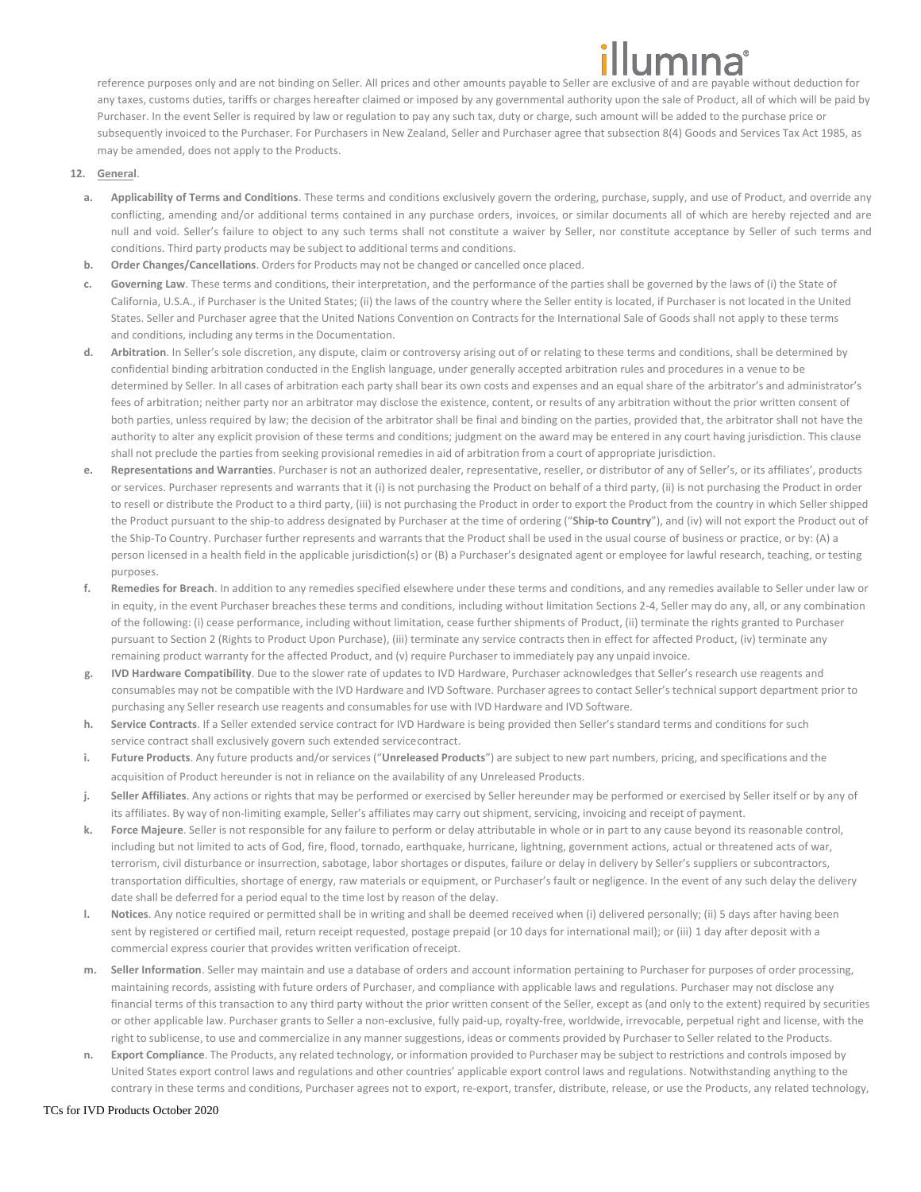reference purposes only and are not binding on Seller. All prices and other amounts payable to Seller are exclusive of and are payable without deduction for any taxes, customs duties, tariffs or charges hereafter claimed or imposed by any governmental authority upon the sale of Product, all of which will be paid by Purchaser. In the event Seller is required by law or regulation to pay any such tax, duty or charge, such amount will be added to the purchase price or subsequently invoiced to the Purchaser. For Purchasers in New Zealand, Seller and Purchaser agree that subsection 8(4) Goods and Services Tax Act 1985, as may be amended, does not apply to the Products.

**12. General**.

- **a. Applicability of Terms and Conditions**. These terms and conditions exclusively govern the ordering, purchase, supply, and use of Product, and override any conflicting, amending and/or additional terms contained in any purchase orders, invoices, or similar documents all of which are hereby rejected and are null and void. Seller's failure to object to any such terms shall not constitute a waiver by Seller, nor constitute acceptance by Seller of such terms and conditions. Third party products may be subject to additional terms and conditions.
- **b. Order Changes/Cancellations**. Orders for Products may not be changed or cancelled once placed.
- **c. Governing Law**. These terms and conditions, their interpretation, and the performance of the parties shall be governed by the laws of (i) the State of California, U.S.A., if Purchaser is the United States; (ii) the laws of the country where the Seller entity is located, if Purchaser is not located in the United States. Seller and Purchaser agree that the United Nations Convention on Contracts for the International Sale of Goods shall not apply to these terms and conditions, including any terms in the Documentation.
- **d. Arbitration**. In Seller's sole discretion, any dispute, claim or controversy arising out of or relating to these terms and conditions, shall be determined by confidential binding arbitration conducted in the English language, under generally accepted arbitration rules and procedures in a venue to be determined by Seller. In all cases of arbitration each party shall bear its own costs and expenses and an equal share of the arbitrator's and administrator's fees of arbitration; neither party nor an arbitrator may disclose the existence, content, or results of any arbitration without the prior written consent of both parties, unless required by law; the decision of the arbitrator shall be final and binding on the parties, provided that, the arbitrator shall not have the authority to alter any explicit provision of these terms and conditions; judgment on the award may be entered in any court having jurisdiction. This clause shall not preclude the parties from seeking provisional remedies in aid of arbitration from a court of appropriate jurisdiction.
- **e. Representations and Warranties**. Purchaser is not an authorized dealer, representative, reseller, or distributor of any of Seller's, or its affiliates', products or services. Purchaser represents and warrants that it (i) is not purchasing the Product on behalf of a third party, (ii) is not purchasing the Product in order to resell or distribute the Product to a third party, (iii) is not purchasing the Product in order to export the Product from the country in which Seller shipped the Product pursuant to the ship-to address designated by Purchaser at the time of ordering ("**Ship-to Country**"), and (iv) will not export the Product out of the Ship-To Country. Purchaser further represents and warrants that the Product shall be used in the usual course of business or practice, or by: (A) a person licensed in a health field in the applicable jurisdiction(s) or (B) a Purchaser's designated agent or employee for lawful research, teaching, or testing purposes.
- **f. Remedies for Breach**. In addition to any remedies specified elsewhere under these terms and conditions, and any remedies available to Seller under law or in equity, in the event Purchaser breaches these terms and conditions, including without limitation Sections 2-4, Seller may do any, all, or any combination of the following: (i) cease performance, including without limitation, cease further shipments of Product, (ii) terminate the rights granted to Purchaser pursuant to Section 2 (Rights to Product Upon Purchase), (iii) terminate any service contracts then in effect for affected Product, (iv) terminate any remaining product warranty for the affected Product, and (v) require Purchaser to immediately pay any unpaid invoice.
- **g. IVD Hardware Compatibility**. Due to the slower rate of updates to IVD Hardware, Purchaser acknowledges that Seller's research use reagents and consumables may not be compatible with the IVD Hardware and IVD Software. Purchaser agrees to contact Seller's technical support department prior to purchasing any Seller research use reagents and consumables for use with IVD Hardware and IVD Software.
- **h. Service Contracts**. If a Seller extended service contract for IVD Hardware is being provided then Seller's standard terms and conditions for such service contract shall exclusively govern such extended servicecontract.
- **i. Future Products**. Any future products and/or services ("**Unreleased Products**") are subject to new part numbers, pricing, and specifications and the acquisition of Product hereunder is not in reliance on the availability of any Unreleased Products.
- **j. Seller Affiliates**. Any actions or rights that may be performed or exercised by Seller hereunder may be performed or exercised by Seller itself or by any of its affiliates. By way of non-limiting example, Seller's affiliates may carry out shipment, servicing, invoicing and receipt of payment.
- **k. Force Majeure**. Seller is not responsible for any failure to perform or delay attributable in whole or in part to any cause beyond its reasonable control, including but not limited to acts of God, fire, flood, tornado, earthquake, hurricane, lightning, government actions, actual or threatened acts of war, terrorism, civil disturbance or insurrection, sabotage, labor shortages or disputes, failure or delay in delivery by Seller's suppliers or subcontractors, transportation difficulties, shortage of energy, raw materials or equipment, or Purchaser's fault or negligence. In the event of any such delay the delivery date shall be deferred for a period equal to the time lost by reason of the delay.
- **l. Notices**. Any notice required or permitted shall be in writing and shall be deemed received when (i) delivered personally; (ii) 5 days after having been sent by registered or certified mail, return receipt requested, postage prepaid (or 10 days for international mail); or (iii) 1 day after deposit with a commercial express courier that provides written verification ofreceipt.
- **m. Seller Information**. Seller may maintain and use a database of orders and account information pertaining to Purchaser for purposes of order processing, maintaining records, assisting with future orders of Purchaser, and compliance with applicable laws and regulations. Purchaser may not disclose any financial terms of this transaction to any third party without the prior written consent of the Seller, except as (and only to the extent) required by securities or other applicable law. Purchaser grants to Seller a non-exclusive, fully paid-up, royalty-free, worldwide, irrevocable, perpetual right and license, with the right to sublicense, to use and commercialize in any manner suggestions, ideas or comments provided by Purchaser to Seller related to the Products.
- **n. Export Compliance**. The Products, any related technology, or information provided to Purchaser may be subject to restrictions and controls imposed by United States export control laws and regulations and other countries' applicable export control laws and regulations. Notwithstanding anything to the contrary in these terms and conditions, Purchaser agrees not to export, re-export, transfer, distribute, release, or use the Products, any related technology,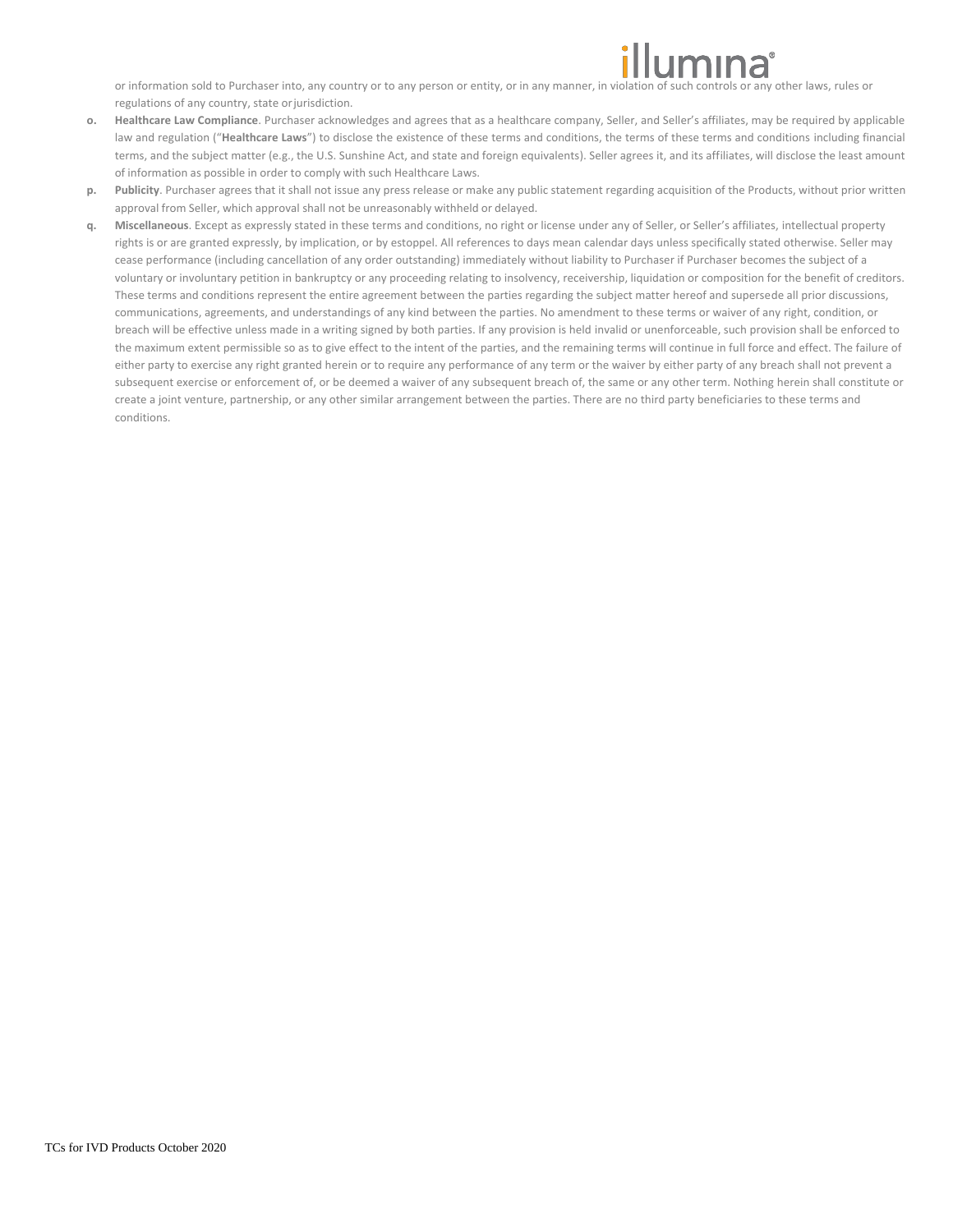or information sold to Purchaser into, any country or to any person or entity, or in any manner, in violation of such controls or any other laws, rules or regulations of any country, state or jurisdiction.

o. **Healthcare Law Compliance**. Purchaser acknowledges and agrees that as a healthcare company, Seller, and Seller's affiliates, may be required by applicable law and regulation ("**Healthcare Laws**") to disclose the existence of these terms and conditions, the terms of these terms and conditions including financial terms, and the subject matter (e.g., the U.S. Sunshine Act, and state and foreign equivalents). Seller agrees it, and its affiliates, will disclose the least amount of information as possible in order to comply with such Healthcare Laws.

p. **Publicity**. Purchaser agrees that it shall not issue any press release or make any public statement regarding acquisition of the Products, without prior written approval from Seller, which approval shall not be unreasonably withheld or delayed.

q. **Miscellaneous**. Except as expressly stated in these terms and conditions, no right or license under any of Seller, or Seller's affiliates, intellectual property rights is or are granted expressly, by implication, or by estoppel. All references to days mean calendar days unless specifically stated otherwise. Seller may cease performance (including cancellation of any order outstanding) immediately without liability to Purchaser if Purchaser becomes the subject of a voluntary or involuntary petition in bankruptcy or any proceeding relating to insolvency, receivership, liquidation or composition for the benefit of creditors. These terms and conditions represent the entire agreement between the parties regarding the subject matter hereof and supersede all prior discussions, communications, agreements, and understandings of any kind between the parties. No amendment to these terms or waiver of any right, condition, or breach will be effective unless made in a writing signed by both parties. If any provision is held invalid or unenforceable, such provision shall be enforced to the maximum extent permissible so as to give effect to the intent of the parties, and the remaining terms will continue in full force and effect. The failure of either party to exercise any right granted herein or to require any performance of any term or the waiver by either party of any breach shall not prevent a subsequent exercise or enforcement of, or be deemed a waiver of any subsequent breach of, the same or any other term. Nothing herein shall constitute or create a joint venture, partnership, or any other similar arrangement between the parties. There are no third party beneficiaries to these terms and conditions.